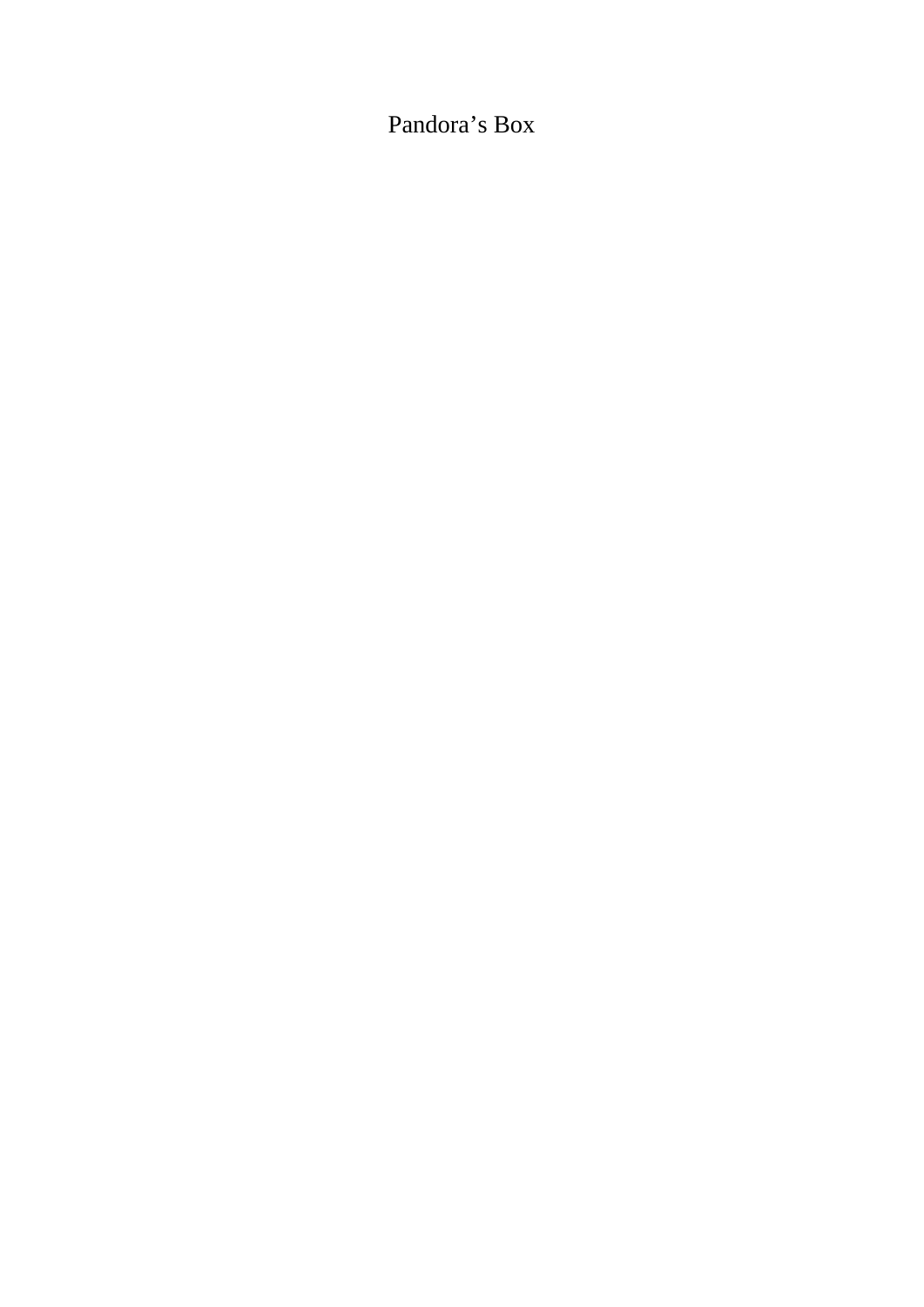# Pandora’s Box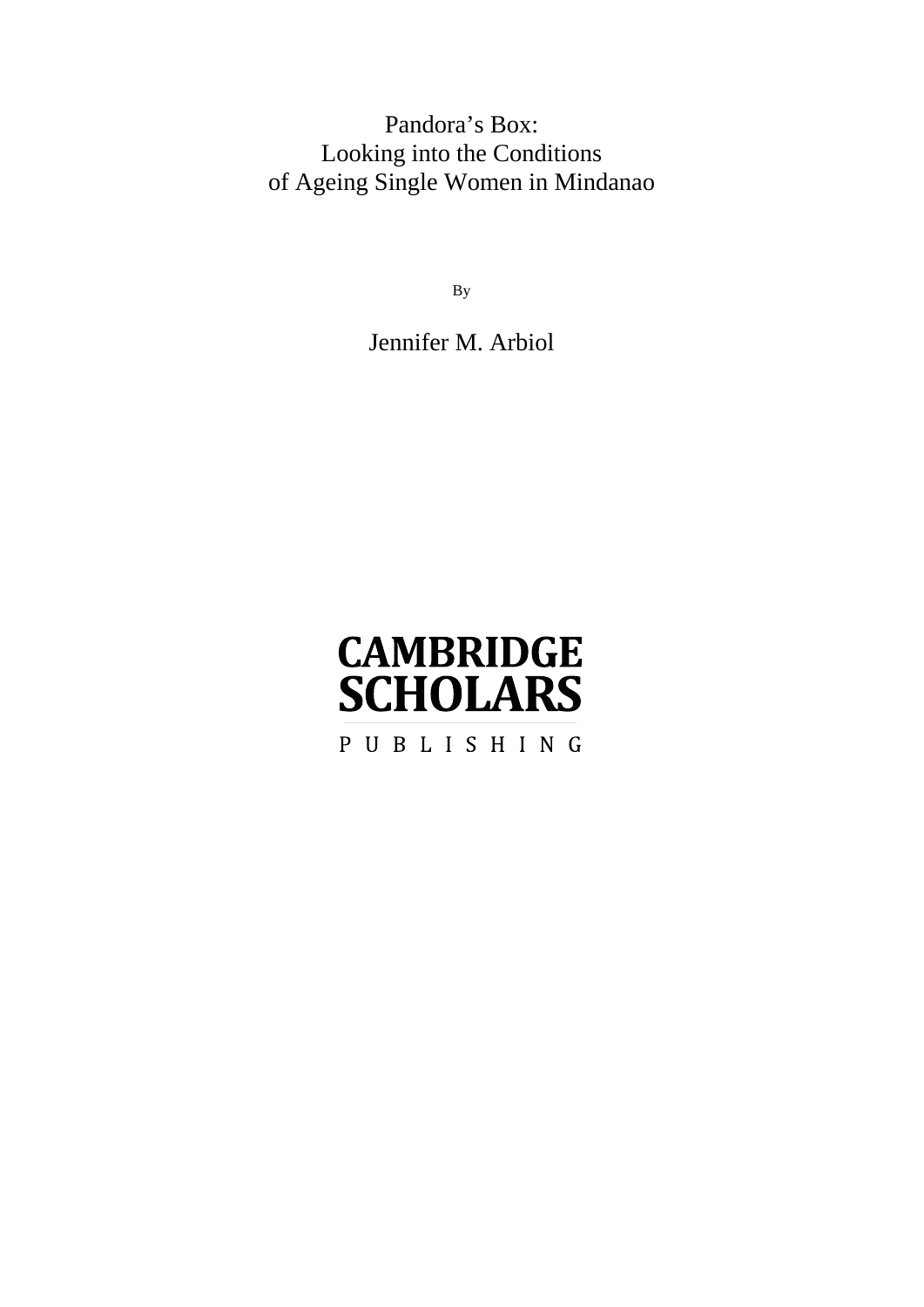# Pandora's Box: Looking into the Conditions of Ageing Single Women in Mindanao

By

Jennifer M. Arbiol

CAMBRIDGE SCHOLARS

PUBLISHING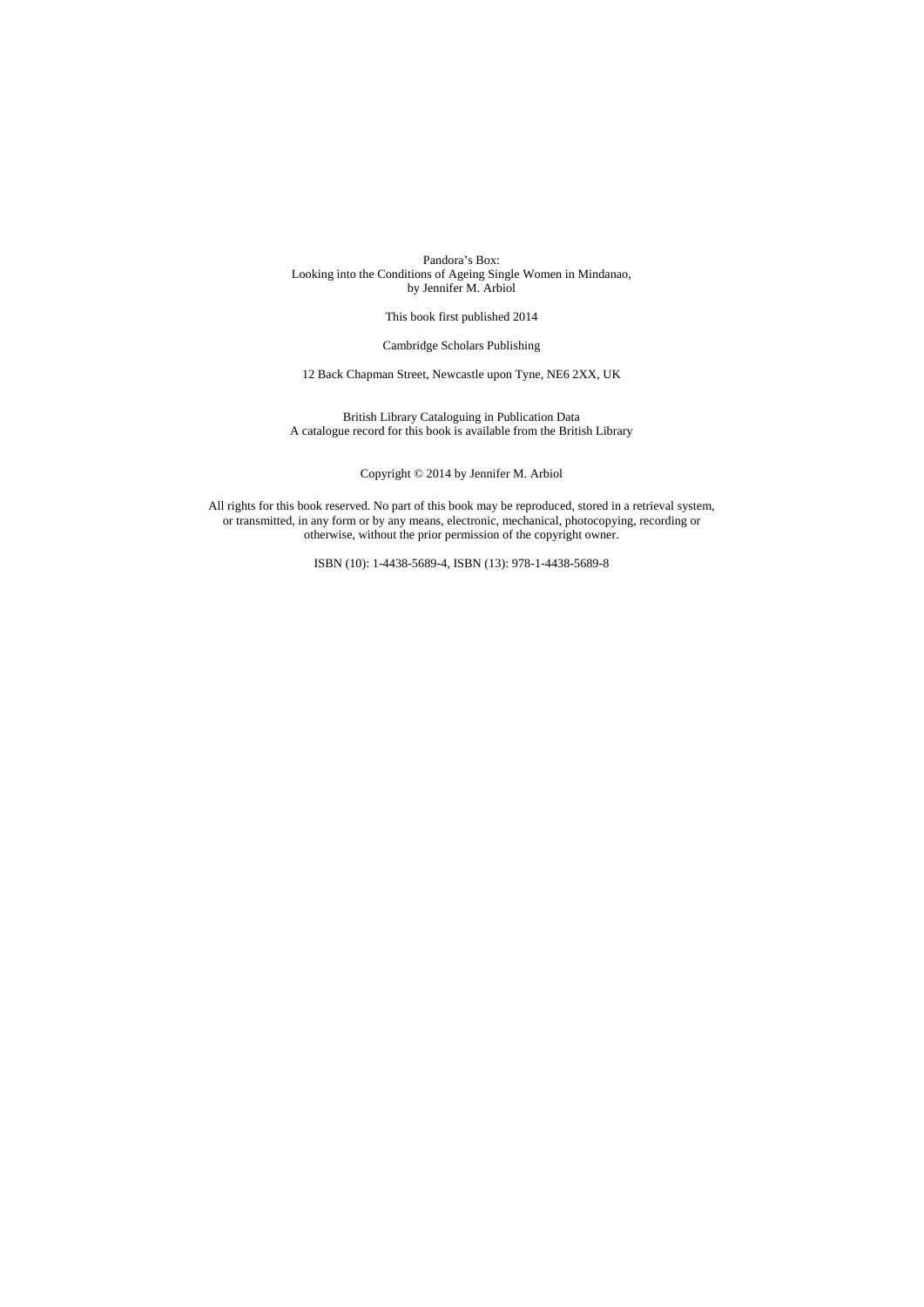Pandora's Box:
Looking into the Conditions of Ageing Single Women in Mindanao,
by Jennifer M. Arbiol

This book first published 2014

Cambridge Scholars Publishing

12 Back Chapman Street, Newcastle upon Tyne, NE6 2XX, UK

British Library Cataloguing in Publication Data
A catalogue record for this book is available from the British Library

Copyright © 2014 by Jennifer M. Arbiol

All rights for this book reserved. No part of this book may be reproduced, stored in a retrieval system, or transmitted, in any form or by any means, electronic, mechanical, photocopying, recording or otherwise, without the prior permission of the copyright owner.

ISBN (10): 1-4438-5689-4, ISBN (13): 978-1-4438-5689-8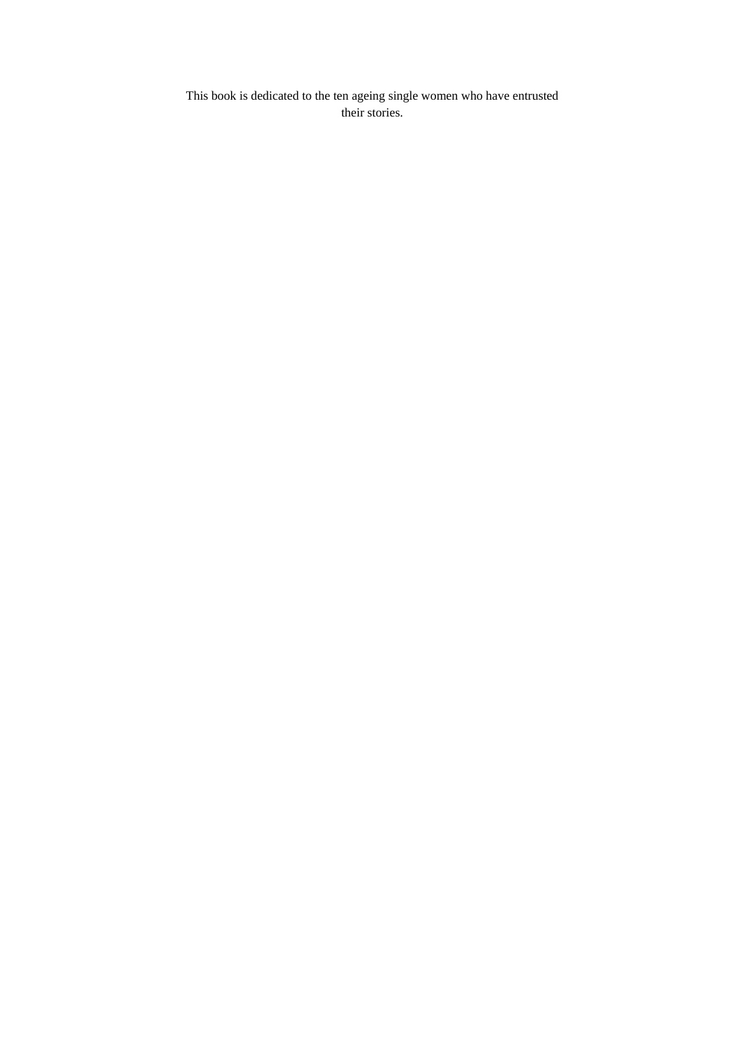This book is dedicated to the ten ageing single women who have entrusted their stories.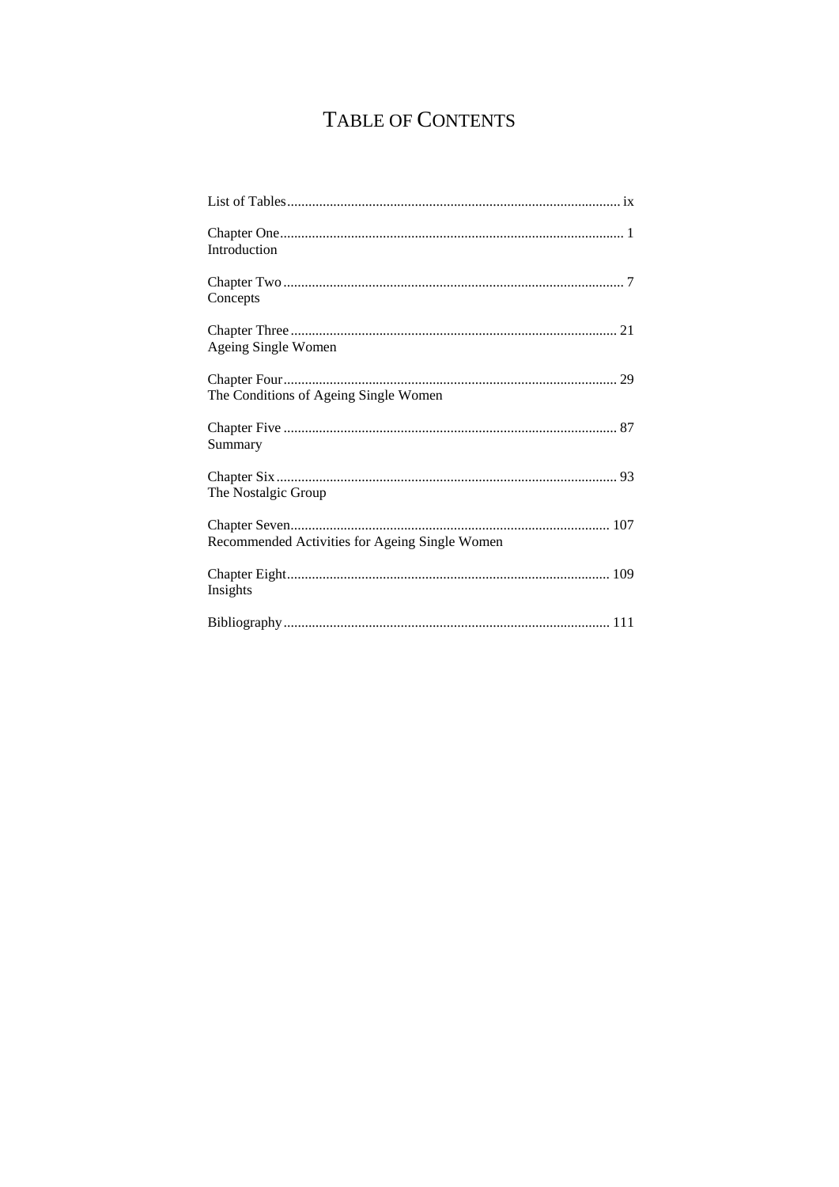# TABLE OF CONTENTS

List of Tables ............................................................................................ ix

Chapter One ............................................................................................. 1
Introduction

Chapter Two ............................................................................................. 7
Concepts

Chapter Three .......................................................................................... 21
Ageing Single Women

Chapter Four ............................................................................................ 29
The Conditions of Ageing Single Women

Chapter Five ............................................................................................ 87
Summary

Chapter Six .............................................................................................. 93
The Nostalgic Group

Chapter Seven ......................................................................................... 107
Recommended Activities for Ageing Single Women

Chapter Eight .......................................................................................... 109
Insights

Bibliography ........................................................................................... 111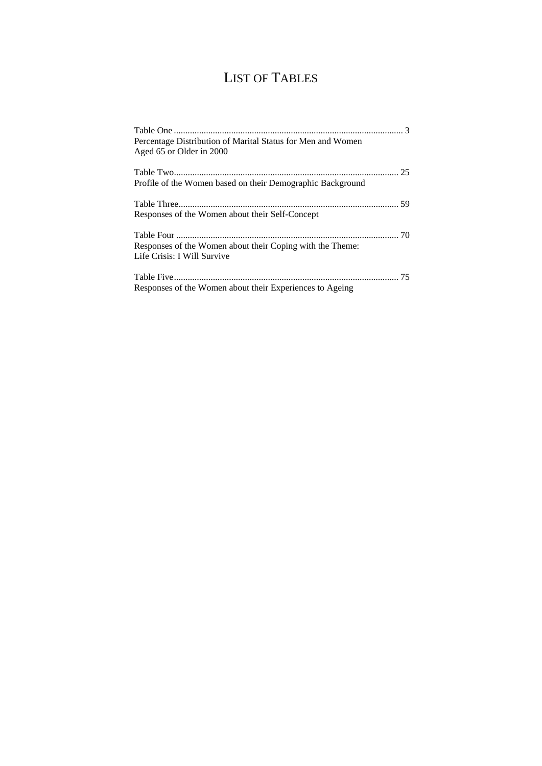# LIST OF TABLES

Table One .................................................................................................... 3
Percentage Distribution of Marital Status for Men and Women
Aged 65 or Older in 2000

Table Two.................................................................................................. 25
Profile of the Women based on their Demographic Background

Table Three................................................................................................ 59
Responses of the Women about their Self-Concept

Table Four ................................................................................................ 70
Responses of the Women about their Coping with the Theme:
Life Crisis: I Will Survive

Table Five.................................................................................................. 75
Responses of the Women about their Experiences to Ageing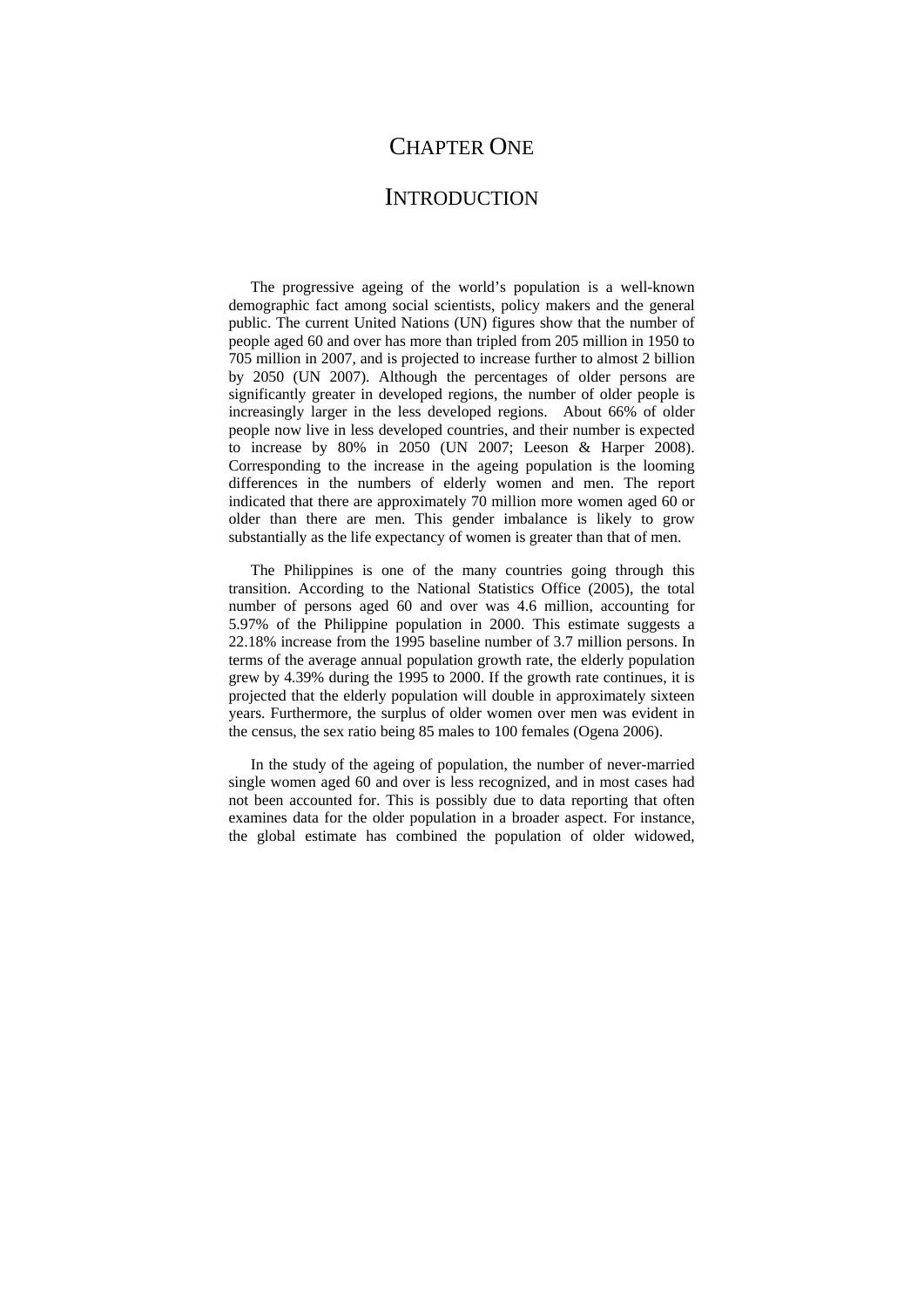# CHAPTER ONE

# INTRODUCTION

The progressive ageing of the world's population is a well-known demographic fact among social scientists, policy makers and the general public. The current United Nations (UN) figures show that the number of people aged 60 and over has more than tripled from 205 million in 1950 to 705 million in 2007, and is projected to increase further to almost 2 billion by 2050 (UN 2007). Although the percentages of older persons are significantly greater in developed regions, the number of older people is increasingly larger in the less developed regions. About 66% of older people now live in less developed countries, and their number is expected to increase by 80% in 2050 (UN 2007; Leeson & Harper 2008). Corresponding to the increase in the ageing population is the looming differences in the numbers of elderly women and men. The report indicated that there are approximately 70 million more women aged 60 or older than there are men. This gender imbalance is likely to grow substantially as the life expectancy of women is greater than that of men.

The Philippines is one of the many countries going through this transition. According to the National Statistics Office (2005), the total number of persons aged 60 and over was 4.6 million, accounting for 5.97% of the Philippine population in 2000. This estimate suggests a 22.18% increase from the 1995 baseline number of 3.7 million persons. In terms of the average annual population growth rate, the elderly population grew by 4.39% during the 1995 to 2000. If the growth rate continues, it is projected that the elderly population will double in approximately sixteen years. Furthermore, the surplus of older women over men was evident in the census, the sex ratio being 85 males to 100 females (Ogena 2006).

In the study of the ageing of population, the number of never-married single women aged 60 and over is less recognized, and in most cases had not been accounted for. This is possibly due to data reporting that often examines data for the older population in a broader aspect. For instance, the global estimate has combined the population of older widowed,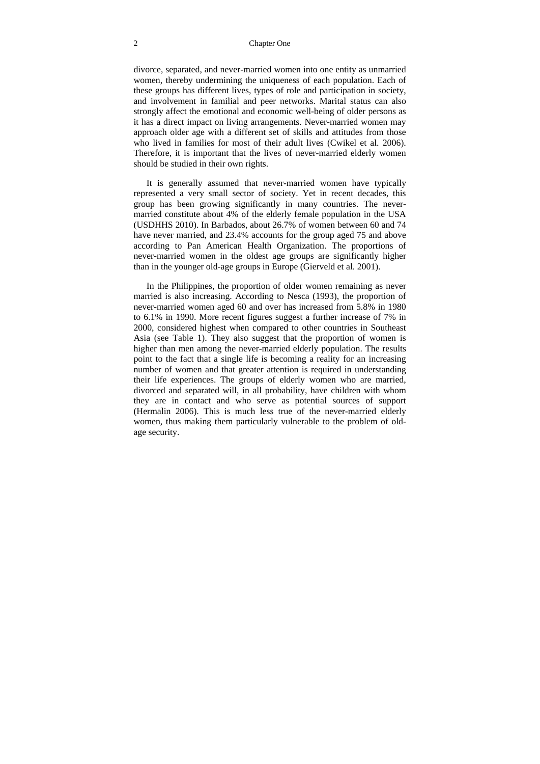divorce, separated, and never-married women into one entity as unmarried women, thereby undermining the uniqueness of each population. Each of these groups has different lives, types of role and participation in society, and involvement in familial and peer networks. Marital status can also strongly affect the emotional and economic well-being of older persons as it has a direct impact on living arrangements. Never-married women may approach older age with a different set of skills and attitudes from those who lived in families for most of their adult lives (Cwikel et al. 2006). Therefore, it is important that the lives of never-married elderly women should be studied in their own rights.

It is generally assumed that never-married women have typically represented a very small sector of society. Yet in recent decades, this group has been growing significantly in many countries. The never-married constitute about 4% of the elderly female population in the USA (USDHHS 2010). In Barbados, about 26.7% of women between 60 and 74 have never married, and 23.4% accounts for the group aged 75 and above according to Pan American Health Organization. The proportions of never-married women in the oldest age groups are significantly higher than in the younger old-age groups in Europe (Gierveld et al. 2001).

In the Philippines, the proportion of older women remaining as never married is also increasing. According to Nesca (1993), the proportion of never-married women aged 60 and over has increased from 5.8% in 1980 to 6.1% in 1990. More recent figures suggest a further increase of 7% in 2000, considered highest when compared to other countries in Southeast Asia (see Table 1). They also suggest that the proportion of women is higher than men among the never-married elderly population. The results point to the fact that a single life is becoming a reality for an increasing number of women and that greater attention is required in understanding their life experiences. The groups of elderly women who are married, divorced and separated will, in all probability, have children with whom they are in contact and who serve as potential sources of support (Hermalin 2006). This is much less true of the never-married elderly women, thus making them particularly vulnerable to the problem of old-age security.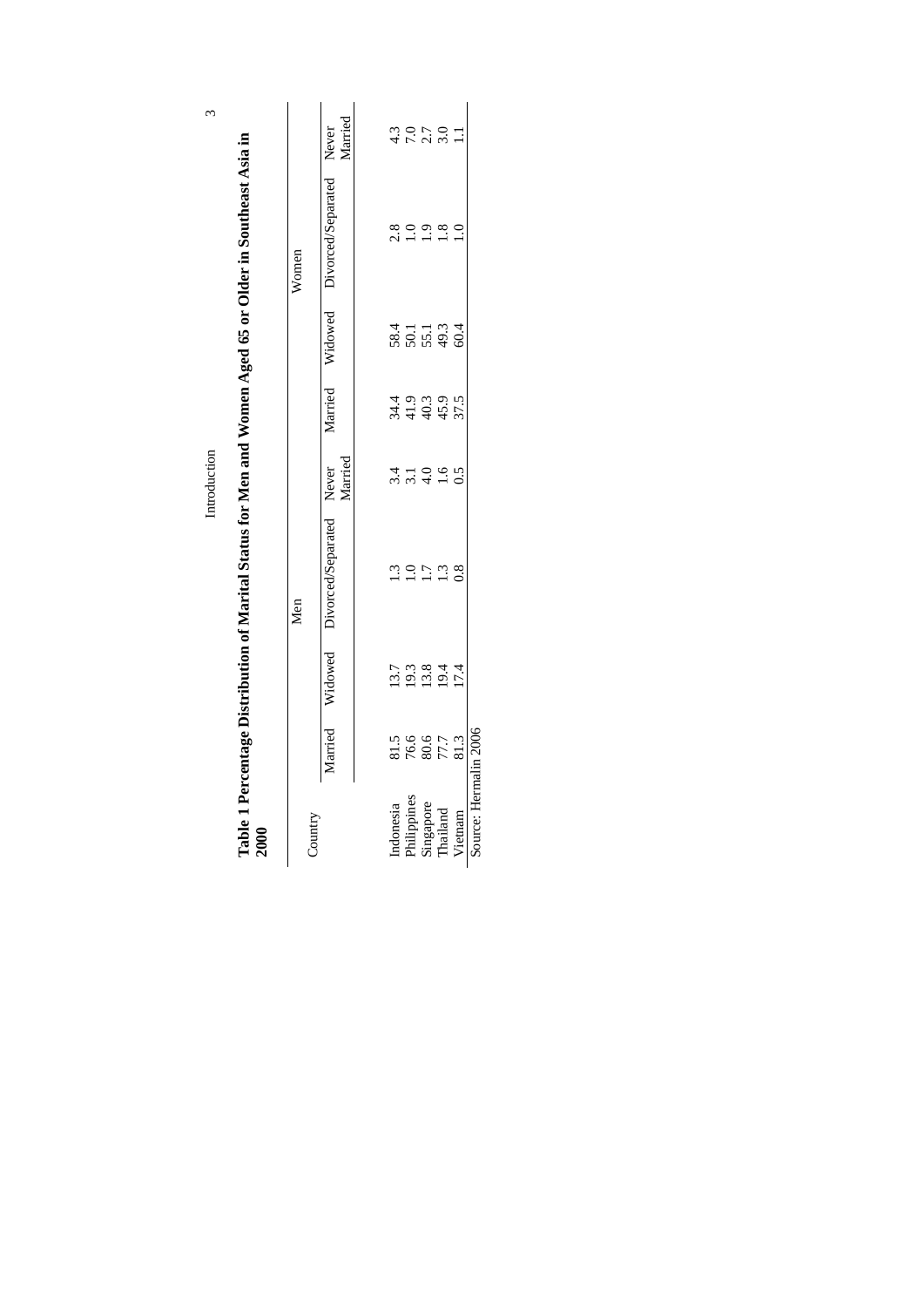**Table 1 Percentage Distribution of Marital Status for Men and Women Aged 65 or Older in Southeast Asia in 2000**

| Country | Men | | | | Women | | | |
|---|---|---|---|---|---|---|---|---|
| | Married | Widowed | Divorced/Separated | Never Married | Married | Widowed | Divorced/Separated | Never Married |
| Indonesia | 81.5 | 13.7 | 1.3 | 3.4 | 34.4 | 58.4 | 2.8 | 4.3 |
| Philippines | 76.6 | 19.3 | 1.0 | 3.1 | 41.9 | 50.1 | 1.0 | 7.0 |
| Singapore | 80.6 | 13.8 | 1.7 | 4.0 | 40.3 | 55.1 | 1.9 | 2.7 |
| Thailand | 77.7 | 19.4 | 1.3 | 1.6 | 45.9 | 49.3 | 1.8 | 3.0 |
| Vietnam | 81.3 | 17.4 | 0.8 | 0.5 | 37.5 | 60.4 | 1.0 | 1.1 |

Source: Hermalin 2006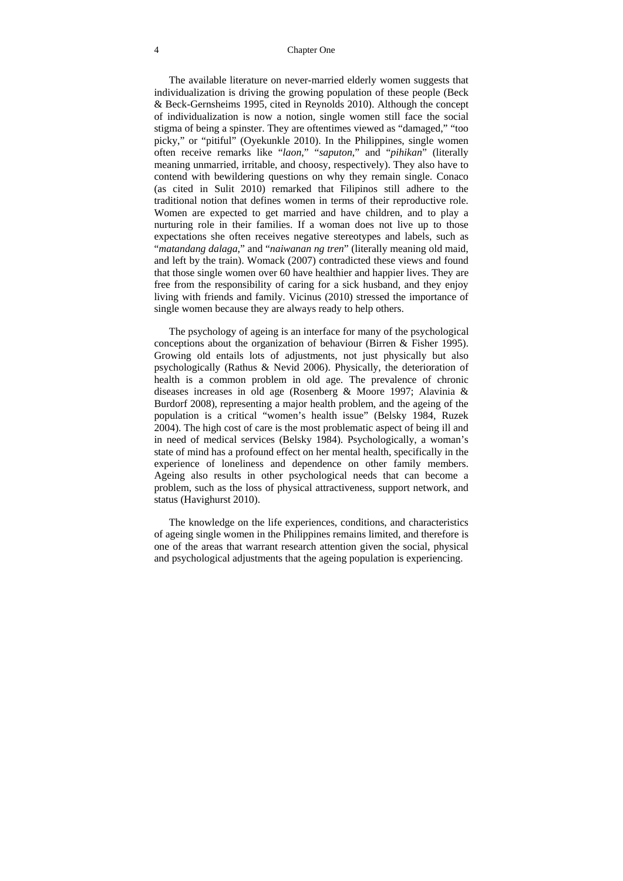The available literature on never-married elderly women suggests that individualization is driving the growing population of these people (Beck & Beck-Gernsheims 1995, cited in Reynolds 2010). Although the concept of individualization is now a notion, single women still face the social stigma of being a spinster. They are oftentimes viewed as "damaged," "too picky," or "pitiful" (Oyekunkle 2010). In the Philippines, single women often receive remarks like "*laon*," "*saputon*," and "*pihikan*" (literally meaning unmarried, irritable, and choosy, respectively). They also have to contend with bewildering questions on why they remain single. Conaco (as cited in Sulit 2010) remarked that Filipinos still adhere to the traditional notion that defines women in terms of their reproductive role. Women are expected to get married and have children, and to play a nurturing role in their families. If a woman does not live up to those expectations she often receives negative stereotypes and labels, such as "*matandang dalaga*," and "*naiwanan ng tren*" (literally meaning old maid, and left by the train). Womack (2007) contradicted these views and found that those single women over 60 have healthier and happier lives. They are free from the responsibility of caring for a sick husband, and they enjoy living with friends and family. Vicinus (2010) stressed the importance of single women because they are always ready to help others.

The psychology of ageing is an interface for many of the psychological conceptions about the organization of behaviour (Birren & Fisher 1995). Growing old entails lots of adjustments, not just physically but also psychologically (Rathus & Nevid 2006). Physically, the deterioration of health is a common problem in old age. The prevalence of chronic diseases increases in old age (Rosenberg & Moore 1997; Alavinia & Burdorf 2008), representing a major health problem, and the ageing of the population is a critical "women's health issue" (Belsky 1984, Ruzek 2004). The high cost of care is the most problematic aspect of being ill and in need of medical services (Belsky 1984). Psychologically, a woman's state of mind has a profound effect on her mental health, specifically in the experience of loneliness and dependence on other family members. Ageing also results in other psychological needs that can become a problem, such as the loss of physical attractiveness, support network, and status (Havighurst 2010).

The knowledge on the life experiences, conditions, and characteristics of ageing single women in the Philippines remains limited, and therefore is one of the areas that warrant research attention given the social, physical and psychological adjustments that the ageing population is experiencing.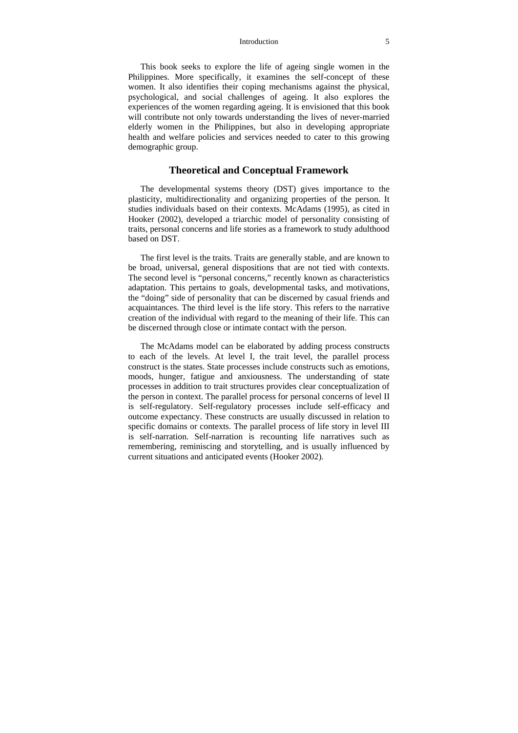This book seeks to explore the life of ageing single women in the Philippines. More specifically, it examines the self-concept of these women. It also identifies their coping mechanisms against the physical, psychological, and social challenges of ageing. It also explores the experiences of the women regarding ageing. It is envisioned that this book will contribute not only towards understanding the lives of never-married elderly women in the Philippines, but also in developing appropriate health and welfare policies and services needed to cater to this growing demographic group.

## Theoretical and Conceptual Framework

The developmental systems theory (DST) gives importance to the plasticity, multidirectionality and organizing properties of the person. It studies individuals based on their contexts. McAdams (1995), as cited in Hooker (2002), developed a triarchic model of personality consisting of traits, personal concerns and life stories as a framework to study adulthood based on DST.

The first level is the traits. Traits are generally stable, and are known to be broad, universal, general dispositions that are not tied with contexts. The second level is "personal concerns," recently known as characteristics adaptation. This pertains to goals, developmental tasks, and motivations, the "doing" side of personality that can be discerned by casual friends and acquaintances. The third level is the life story. This refers to the narrative creation of the individual with regard to the meaning of their life. This can be discerned through close or intimate contact with the person.

The McAdams model can be elaborated by adding process constructs to each of the levels. At level I, the trait level, the parallel process construct is the states. State processes include constructs such as emotions, moods, hunger, fatigue and anxiousness. The understanding of state processes in addition to trait structures provides clear conceptualization of the person in context. The parallel process for personal concerns of level II is self-regulatory. Self-regulatory processes include self-efficacy and outcome expectancy. These constructs are usually discussed in relation to specific domains or contexts. The parallel process of life story in level III is self-narration. Self-narration is recounting life narratives such as remembering, reminiscing and storytelling, and is usually influenced by current situations and anticipated events (Hooker 2002).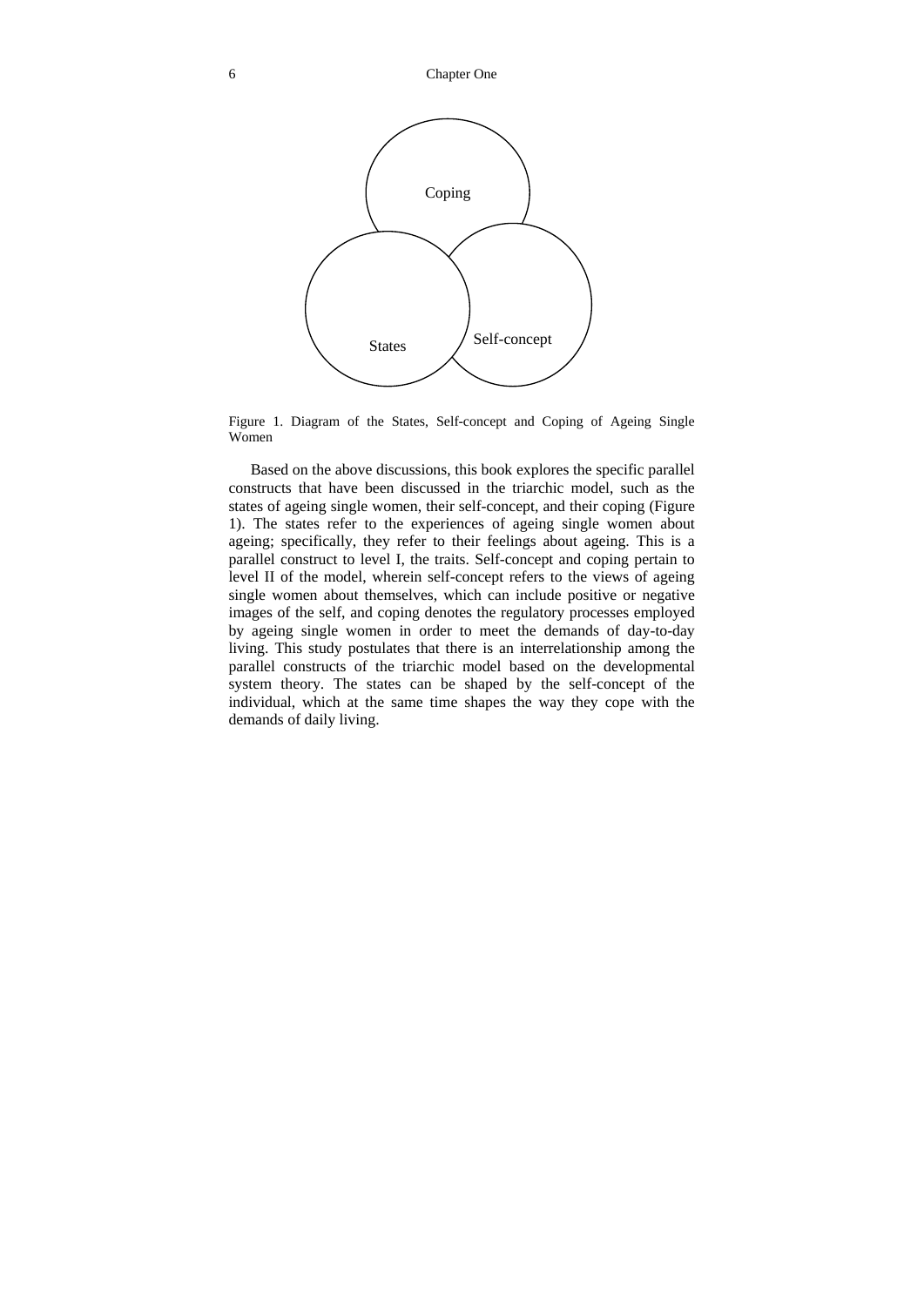Coping

States

Self-concept

Figure 1. Diagram of the States, Self-concept and Coping of Ageing Single Women

Based on the above discussions, this book explores the specific parallel constructs that have been discussed in the triarchic model, such as the states of ageing single women, their self-concept, and their coping (Figure 1). The states refer to the experiences of ageing single women about ageing; specifically, they refer to their feelings about ageing. This is a parallel construct to level I, the traits. Self-concept and coping pertain to level II of the model, wherein self-concept refers to the views of ageing single women about themselves, which can include positive or negative images of the self, and coping denotes the regulatory processes employed by ageing single women in order to meet the demands of day-to-day living. This study postulates that there is an interrelationship among the parallel constructs of the triarchic model based on the developmental system theory. The states can be shaped by the self-concept of the individual, which at the same time shapes the way they cope with the demands of daily living.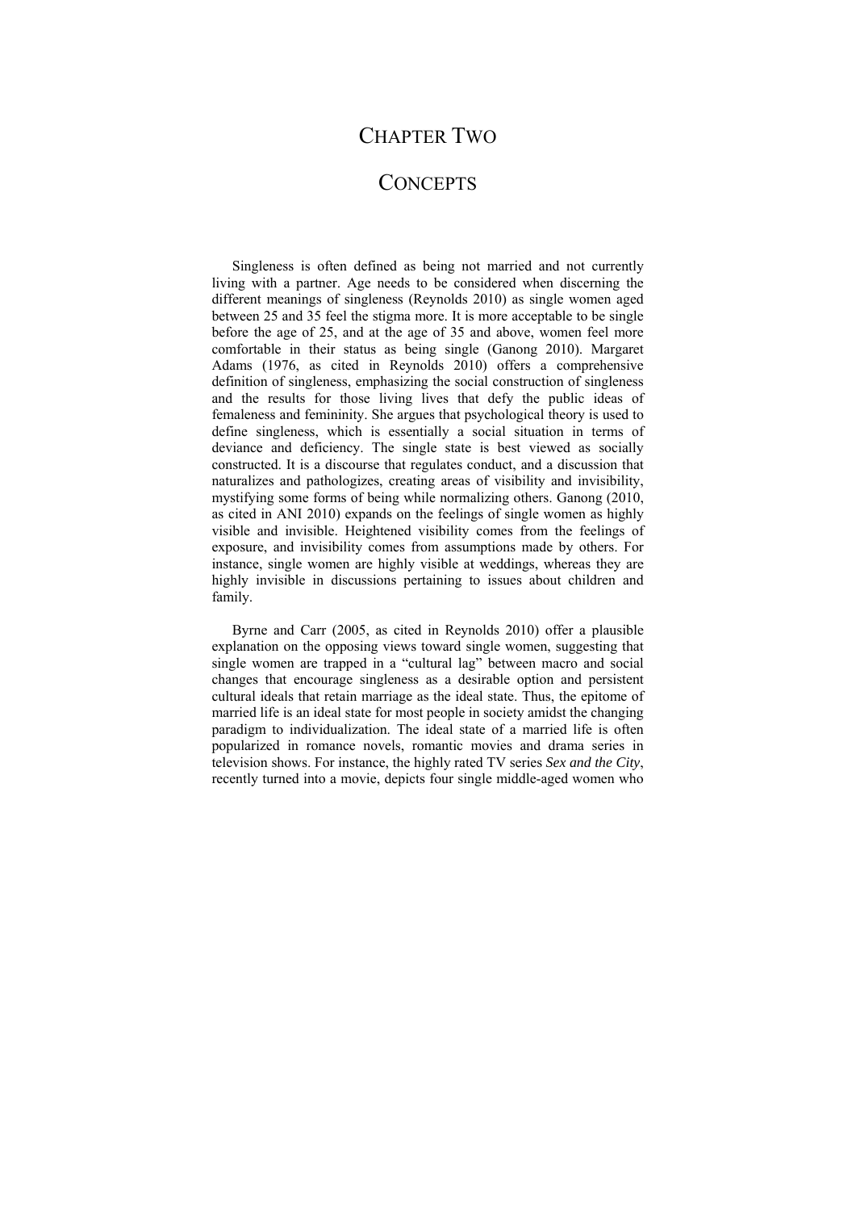# Chapter Two

# Concepts

Singleness is often defined as being not married and not currently living with a partner. Age needs to be considered when discerning the different meanings of singleness (Reynolds 2010) as single women aged between 25 and 35 feel the stigma more. It is more acceptable to be single before the age of 25, and at the age of 35 and above, women feel more comfortable in their status as being single (Ganong 2010). Margaret Adams (1976, as cited in Reynolds 2010) offers a comprehensive definition of singleness, emphasizing the social construction of singleness and the results for those living lives that defy the public ideas of femaleness and femininity. She argues that psychological theory is used to define singleness, which is essentially a social situation in terms of deviance and deficiency. The single state is best viewed as socially constructed. It is a discourse that regulates conduct, and a discussion that naturalizes and pathologizes, creating areas of visibility and invisibility, mystifying some forms of being while normalizing others. Ganong (2010, as cited in ANI 2010) expands on the feelings of single women as highly visible and invisible. Heightened visibility comes from the feelings of exposure, and invisibility comes from assumptions made by others. For instance, single women are highly visible at weddings, whereas they are highly invisible in discussions pertaining to issues about children and family.

Byrne and Carr (2005, as cited in Reynolds 2010) offer a plausible explanation on the opposing views toward single women, suggesting that single women are trapped in a "cultural lag" between macro and social changes that encourage singleness as a desirable option and persistent cultural ideals that retain marriage as the ideal state. Thus, the epitome of married life is an ideal state for most people in society amidst the changing paradigm to individualization. The ideal state of a married life is often popularized in romance novels, romantic movies and drama series in television shows. For instance, the highly rated TV series *Sex and the City*, recently turned into a movie, depicts four single middle-aged women who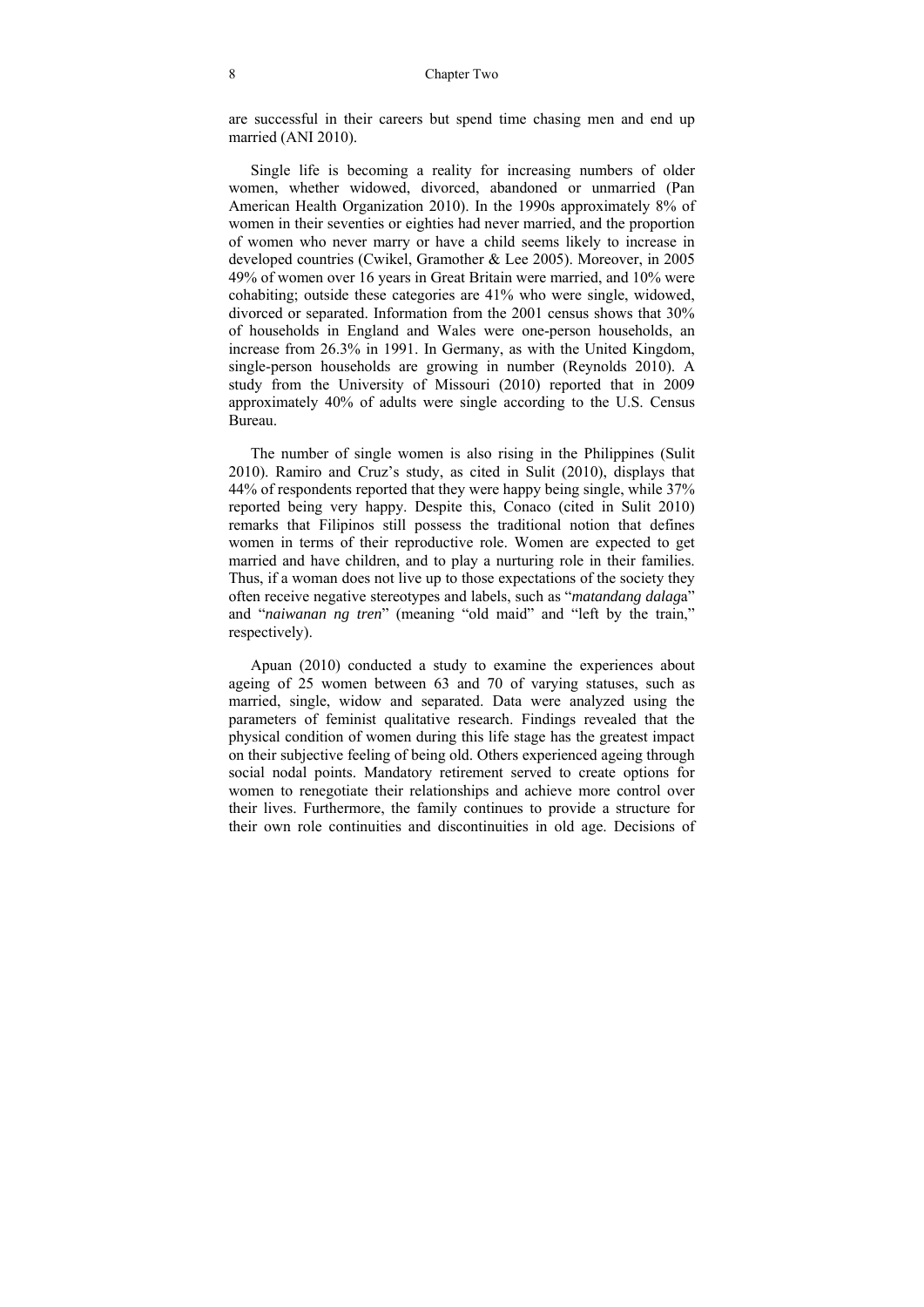are successful in their careers but spend time chasing men and end up married (ANI 2010).

Single life is becoming a reality for increasing numbers of older women, whether widowed, divorced, abandoned or unmarried (Pan American Health Organization 2010). In the 1990s approximately 8% of women in their seventies or eighties had never married, and the proportion of women who never marry or have a child seems likely to increase in developed countries (Cwikel, Gramother & Lee 2005). Moreover, in 2005 49% of women over 16 years in Great Britain were married, and 10% were cohabiting; outside these categories are 41% who were single, widowed, divorced or separated. Information from the 2001 census shows that 30% of households in England and Wales were one-person households, an increase from 26.3% in 1991. In Germany, as with the United Kingdom, single-person households are growing in number (Reynolds 2010). A study from the University of Missouri (2010) reported that in 2009 approximately 40% of adults were single according to the U.S. Census Bureau.

The number of single women is also rising in the Philippines (Sulit 2010). Ramiro and Cruz's study, as cited in Sulit (2010), displays that 44% of respondents reported that they were happy being single, while 37% reported being very happy. Despite this, Conaco (cited in Sulit 2010) remarks that Filipinos still possess the traditional notion that defines women in terms of their reproductive role. Women are expected to get married and have children, and to play a nurturing role in their families. Thus, if a woman does not live up to those expectations of the society they often receive negative stereotypes and labels, such as "*matandang dalag*a" and "*naiwanan ng tren*" (meaning "old maid" and "left by the train," respectively).

Apuan (2010) conducted a study to examine the experiences about ageing of 25 women between 63 and 70 of varying statuses, such as married, single, widow and separated. Data were analyzed using the parameters of feminist qualitative research. Findings revealed that the physical condition of women during this life stage has the greatest impact on their subjective feeling of being old. Others experienced ageing through social nodal points. Mandatory retirement served to create options for women to renegotiate their relationships and achieve more control over their lives. Furthermore, the family continues to provide a structure for their own role continuities and discontinuities in old age. Decisions of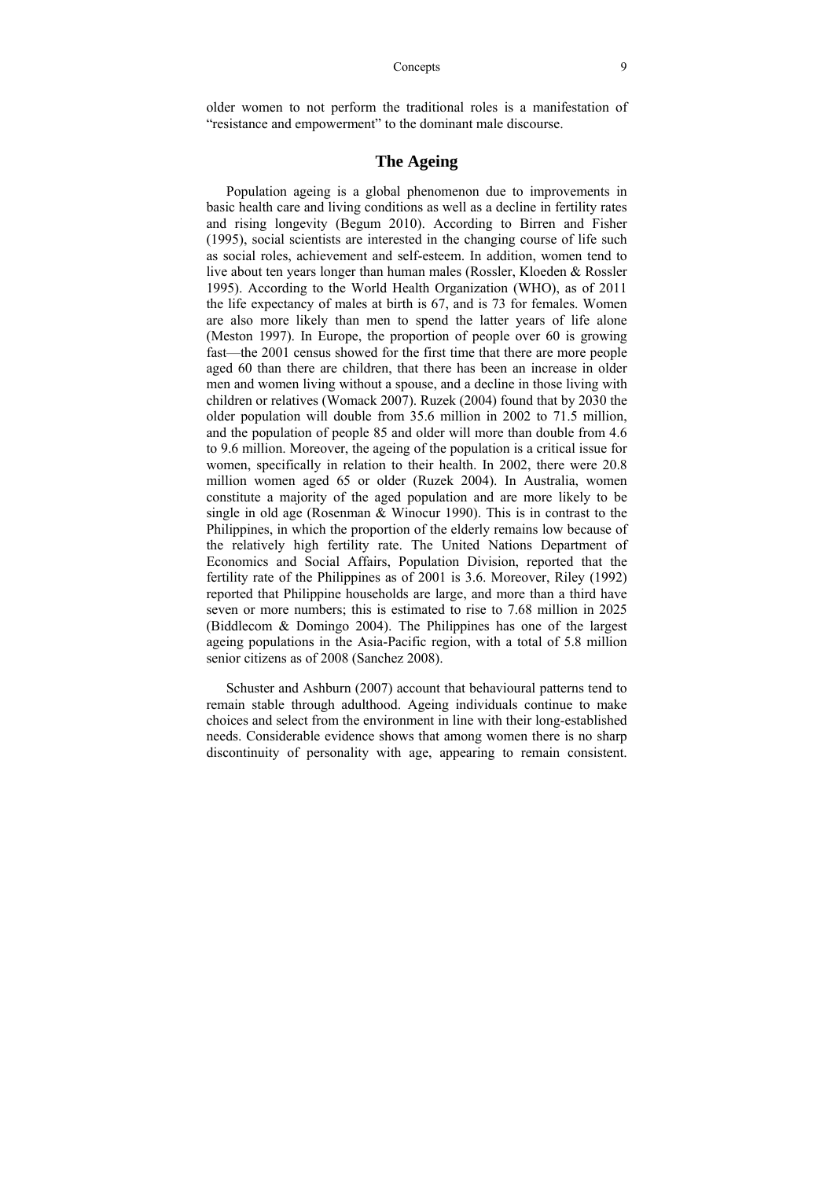older women to not perform the traditional roles is a manifestation of “resistance and empowerment” to the dominant male discourse.

## The Ageing

Population ageing is a global phenomenon due to improvements in basic health care and living conditions as well as a decline in fertility rates and rising longevity (Begum 2010). According to Birren and Fisher (1995), social scientists are interested in the changing course of life such as social roles, achievement and self-esteem. In addition, women tend to live about ten years longer than human males (Rossler, Kloeden & Rossler 1995). According to the World Health Organization (WHO), as of 2011 the life expectancy of males at birth is 67, and is 73 for females. Women are also more likely than men to spend the latter years of life alone (Meston 1997). In Europe, the proportion of people over 60 is growing fast—the 2001 census showed for the first time that there are more people aged 60 than there are children, that there has been an increase in older men and women living without a spouse, and a decline in those living with children or relatives (Womack 2007). Ruzek (2004) found that by 2030 the older population will double from 35.6 million in 2002 to 71.5 million, and the population of people 85 and older will more than double from 4.6 to 9.6 million. Moreover, the ageing of the population is a critical issue for women, specifically in relation to their health. In 2002, there were 20.8 million women aged 65 or older (Ruzek 2004). In Australia, women constitute a majority of the aged population and are more likely to be single in old age (Rosenman & Winocur 1990). This is in contrast to the Philippines, in which the proportion of the elderly remains low because of the relatively high fertility rate. The United Nations Department of Economics and Social Affairs, Population Division, reported that the fertility rate of the Philippines as of 2001 is 3.6. Moreover, Riley (1992) reported that Philippine households are large, and more than a third have seven or more numbers; this is estimated to rise to 7.68 million in 2025 (Biddlecom & Domingo 2004). The Philippines has one of the largest ageing populations in the Asia-Pacific region, with a total of 5.8 million senior citizens as of 2008 (Sanchez 2008).

Schuster and Ashburn (2007) account that behavioural patterns tend to remain stable through adulthood. Ageing individuals continue to make choices and select from the environment in line with their long-established needs. Considerable evidence shows that among women there is no sharp discontinuity of personality with age, appearing to remain consistent.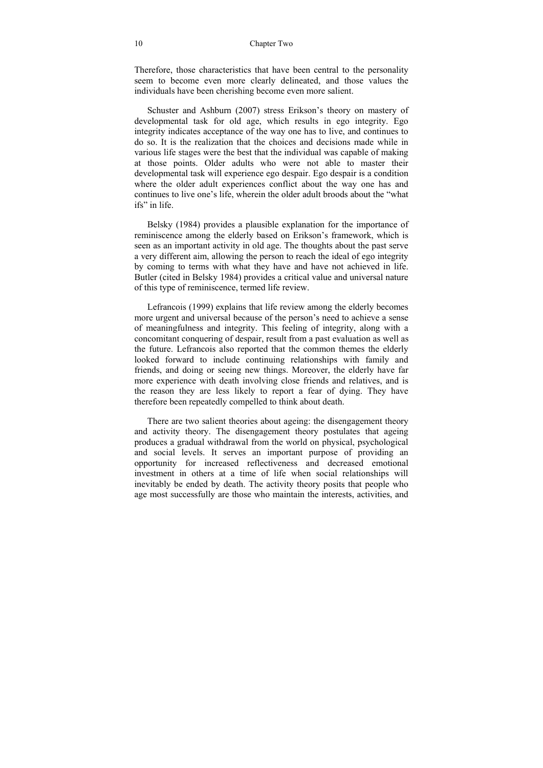Therefore, those characteristics that have been central to the personality seem to become even more clearly delineated, and those values the individuals have been cherishing become even more salient.

Schuster and Ashburn (2007) stress Erikson's theory on mastery of developmental task for old age, which results in ego integrity. Ego integrity indicates acceptance of the way one has to live, and continues to do so. It is the realization that the choices and decisions made while in various life stages were the best that the individual was capable of making at those points. Older adults who were not able to master their developmental task will experience ego despair. Ego despair is a condition where the older adult experiences conflict about the way one has and continues to live one's life, wherein the older adult broods about the "what ifs" in life.

Belsky (1984) provides a plausible explanation for the importance of reminiscence among the elderly based on Erikson's framework, which is seen as an important activity in old age. The thoughts about the past serve a very different aim, allowing the person to reach the ideal of ego integrity by coming to terms with what they have and have not achieved in life. Butler (cited in Belsky 1984) provides a critical value and universal nature of this type of reminiscence, termed life review.

Lefrancois (1999) explains that life review among the elderly becomes more urgent and universal because of the person's need to achieve a sense of meaningfulness and integrity. This feeling of integrity, along with a concomitant conquering of despair, result from a past evaluation as well as the future. Lefrancois also reported that the common themes the elderly looked forward to include continuing relationships with family and friends, and doing or seeing new things. Moreover, the elderly have far more experience with death involving close friends and relatives, and is the reason they are less likely to report a fear of dying. They have therefore been repeatedly compelled to think about death.

There are two salient theories about ageing: the disengagement theory and activity theory. The disengagement theory postulates that ageing produces a gradual withdrawal from the world on physical, psychological and social levels. It serves an important purpose of providing an opportunity for increased reflectiveness and decreased emotional investment in others at a time of life when social relationships will inevitably be ended by death. The activity theory posits that people who age most successfully are those who maintain the interests, activities, and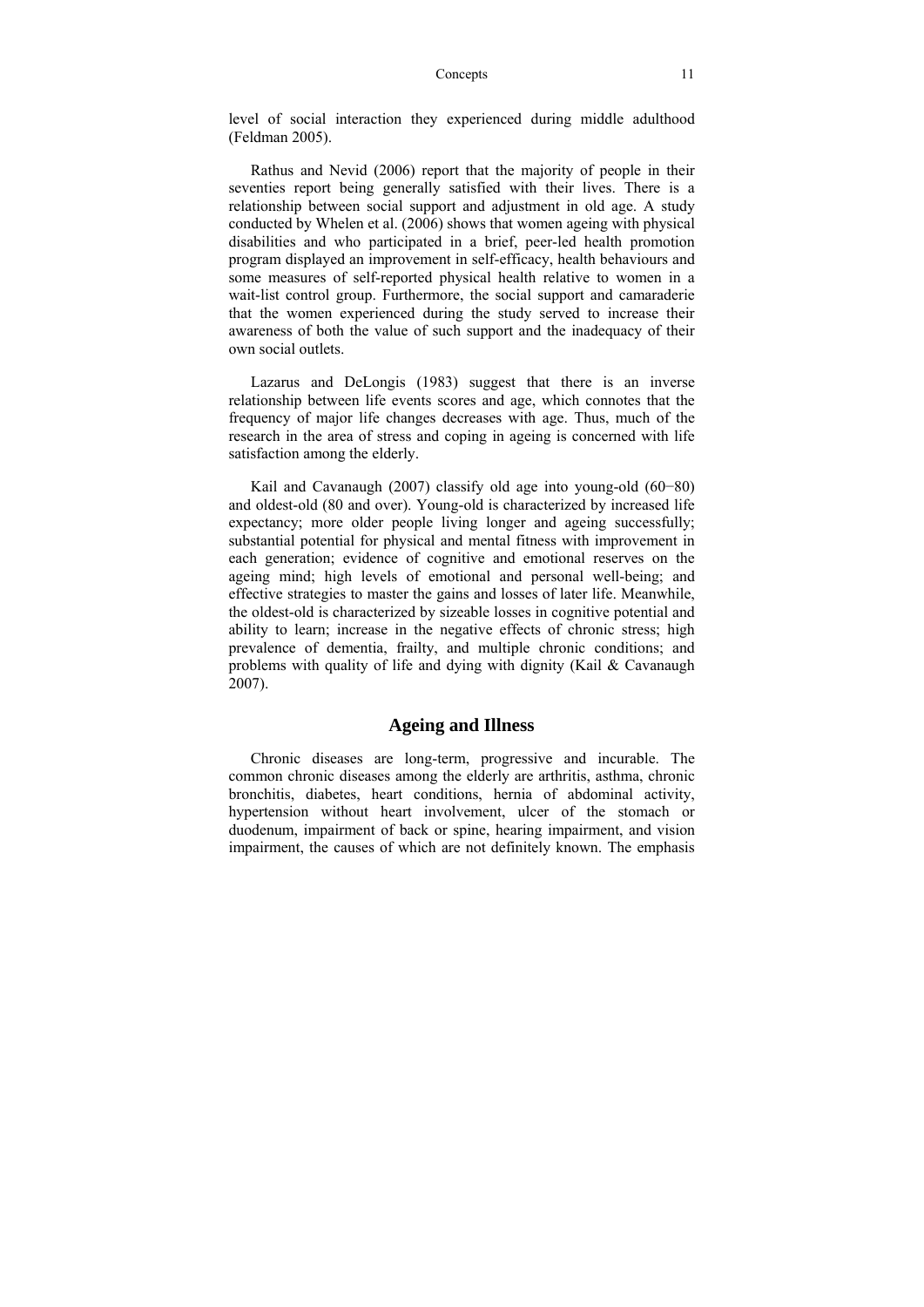level of social interaction they experienced during middle adulthood (Feldman 2005).

Rathus and Nevid (2006) report that the majority of people in their seventies report being generally satisfied with their lives. There is a relationship between social support and adjustment in old age. A study conducted by Whelen et al. (2006) shows that women ageing with physical disabilities and who participated in a brief, peer-led health promotion program displayed an improvement in self-efficacy, health behaviours and some measures of self-reported physical health relative to women in a wait-list control group. Furthermore, the social support and camaraderie that the women experienced during the study served to increase their awareness of both the value of such support and the inadequacy of their own social outlets.

Lazarus and DeLongis (1983) suggest that there is an inverse relationship between life events scores and age, which connotes that the frequency of major life changes decreases with age. Thus, much of the research in the area of stress and coping in ageing is concerned with life satisfaction among the elderly.

Kail and Cavanaugh (2007) classify old age into young-old (60−80) and oldest-old (80 and over). Young-old is characterized by increased life expectancy; more older people living longer and ageing successfully; substantial potential for physical and mental fitness with improvement in each generation; evidence of cognitive and emotional reserves on the ageing mind; high levels of emotional and personal well-being; and effective strategies to master the gains and losses of later life. Meanwhile, the oldest-old is characterized by sizeable losses in cognitive potential and ability to learn; increase in the negative effects of chronic stress; high prevalence of dementia, frailty, and multiple chronic conditions; and problems with quality of life and dying with dignity (Kail & Cavanaugh 2007).

## Ageing and Illness

Chronic diseases are long-term, progressive and incurable. The common chronic diseases among the elderly are arthritis, asthma, chronic bronchitis, diabetes, heart conditions, hernia of abdominal activity, hypertension without heart involvement, ulcer of the stomach or duodenum, impairment of back or spine, hearing impairment, and vision impairment, the causes of which are not definitely known. The emphasis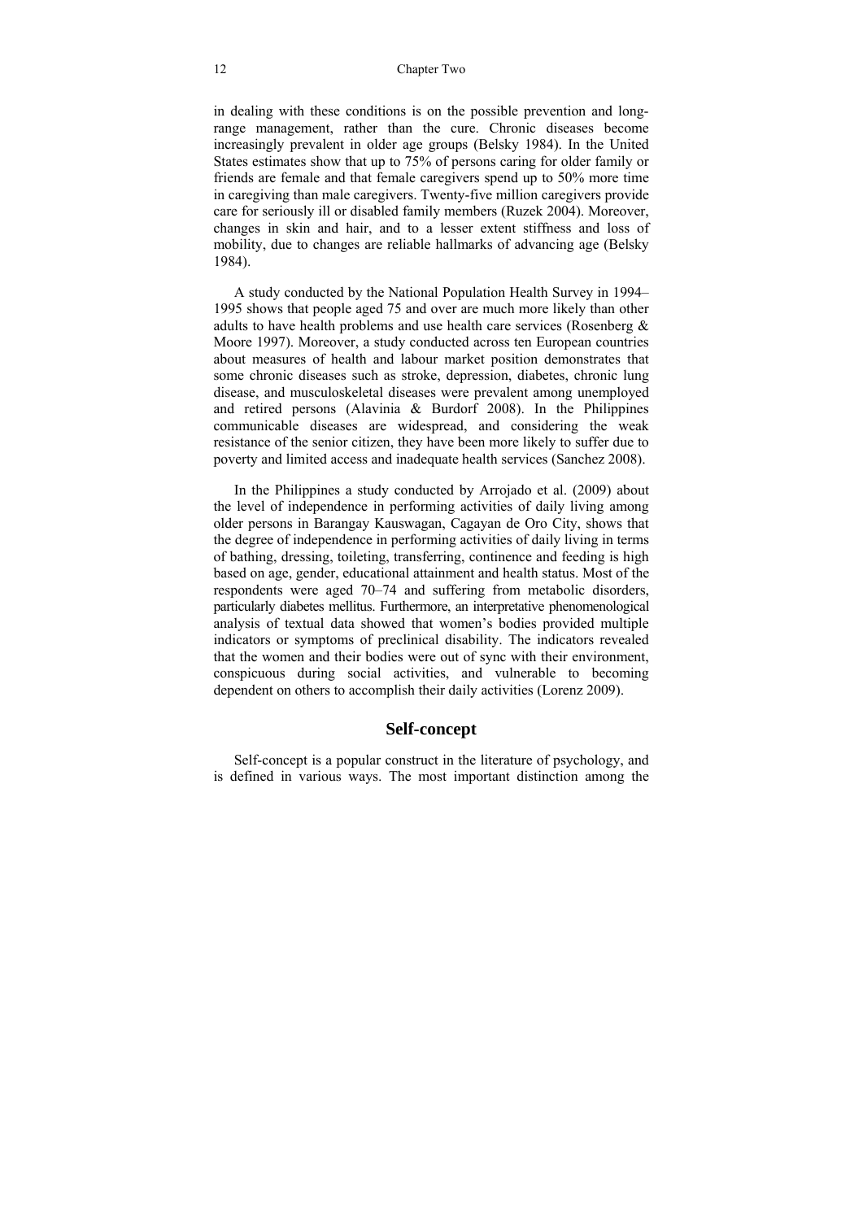in dealing with these conditions is on the possible prevention and long-range management, rather than the cure. Chronic diseases become increasingly prevalent in older age groups (Belsky 1984). In the United States estimates show that up to 75% of persons caring for older family or friends are female and that female caregivers spend up to 50% more time in caregiving than male caregivers. Twenty-five million caregivers provide care for seriously ill or disabled family members (Ruzek 2004). Moreover, changes in skin and hair, and to a lesser extent stiffness and loss of mobility, due to changes are reliable hallmarks of advancing age (Belsky 1984).

A study conducted by the National Population Health Survey in 1994–1995 shows that people aged 75 and over are much more likely than other adults to have health problems and use health care services (Rosenberg & Moore 1997). Moreover, a study conducted across ten European countries about measures of health and labour market position demonstrates that some chronic diseases such as stroke, depression, diabetes, chronic lung disease, and musculoskeletal diseases were prevalent among unemployed and retired persons (Alavinia & Burdorf 2008). In the Philippines communicable diseases are widespread, and considering the weak resistance of the senior citizen, they have been more likely to suffer due to poverty and limited access and inadequate health services (Sanchez 2008).

In the Philippines a study conducted by Arrojado et al. (2009) about the level of independence in performing activities of daily living among older persons in Barangay Kauswagan, Cagayan de Oro City, shows that the degree of independence in performing activities of daily living in terms of bathing, dressing, toileting, transferring, continence and feeding is high based on age, gender, educational attainment and health status. Most of the respondents were aged 70–74 and suffering from metabolic disorders, particularly diabetes mellitus. Furthermore, an interpretative phenomenological analysis of textual data showed that women's bodies provided multiple indicators or symptoms of preclinical disability. The indicators revealed that the women and their bodies were out of sync with their environment, conspicuous during social activities, and vulnerable to becoming dependent on others to accomplish their daily activities (Lorenz 2009).

## Self-concept

Self-concept is a popular construct in the literature of psychology, and is defined in various ways. The most important distinction among the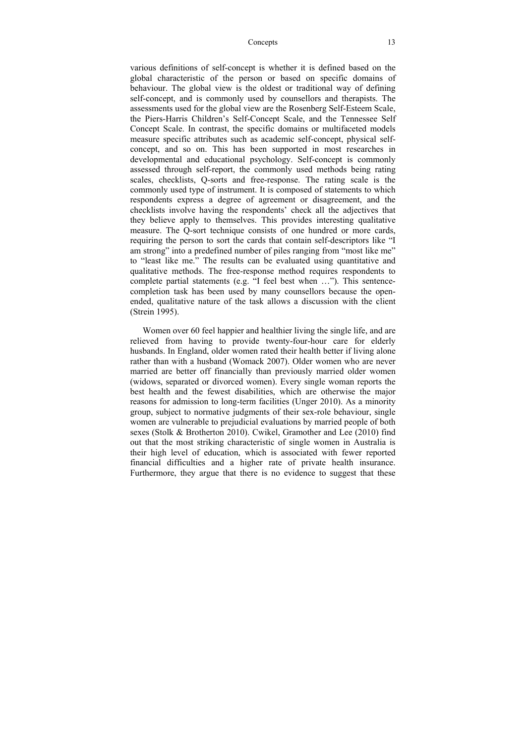various definitions of self-concept is whether it is defined based on the global characteristic of the person or based on specific domains of behaviour. The global view is the oldest or traditional way of defining self-concept, and is commonly used by counsellors and therapists. The assessments used for the global view are the Rosenberg Self-Esteem Scale, the Piers-Harris Children's Self-Concept Scale, and the Tennessee Self Concept Scale. In contrast, the specific domains or multifaceted models measure specific attributes such as academic self-concept, physical self-concept, and so on. This has been supported in most researches in developmental and educational psychology. Self-concept is commonly assessed through self-report, the commonly used methods being rating scales, checklists, Q-sorts and free-response. The rating scale is the commonly used type of instrument. It is composed of statements to which respondents express a degree of agreement or disagreement, and the checklists involve having the respondents' check all the adjectives that they believe apply to themselves. This provides interesting qualitative measure. The Q-sort technique consists of one hundred or more cards, requiring the person to sort the cards that contain self-descriptors like "I am strong" into a predefined number of piles ranging from "most like me" to "least like me." The results can be evaluated using quantitative and qualitative methods. The free-response method requires respondents to complete partial statements (e.g. "I feel best when …"). This sentence-completion task has been used by many counsellors because the open-ended, qualitative nature of the task allows a discussion with the client (Strein 1995).

Women over 60 feel happier and healthier living the single life, and are relieved from having to provide twenty-four-hour care for elderly husbands. In England, older women rated their health better if living alone rather than with a husband (Womack 2007). Older women who are never married are better off financially than previously married older women (widows, separated or divorced women). Every single woman reports the best health and the fewest disabilities, which are otherwise the major reasons for admission to long-term facilities (Unger 2010). As a minority group, subject to normative judgments of their sex-role behaviour, single women are vulnerable to prejudicial evaluations by married people of both sexes (Stolk & Brotherton 2010). Cwikel, Gramother and Lee (2010) find out that the most striking characteristic of single women in Australia is their high level of education, which is associated with fewer reported financial difficulties and a higher rate of private health insurance. Furthermore, they argue that there is no evidence to suggest that these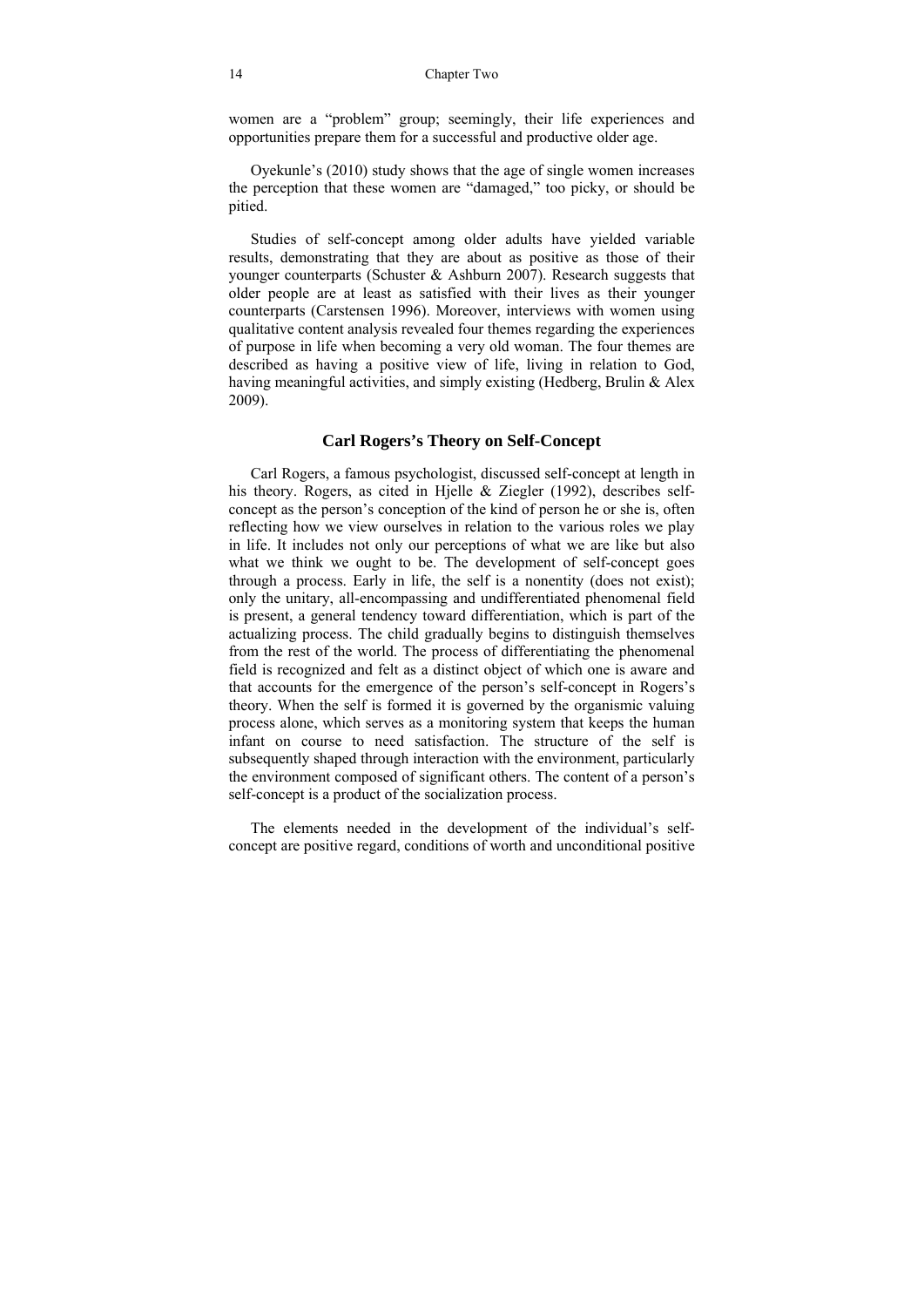women are a "problem" group; seemingly, their life experiences and opportunities prepare them for a successful and productive older age.

Oyekunle's (2010) study shows that the age of single women increases the perception that these women are "damaged," too picky, or should be pitied.

Studies of self-concept among older adults have yielded variable results, demonstrating that they are about as positive as those of their younger counterparts (Schuster & Ashburn 2007). Research suggests that older people are at least as satisfied with their lives as their younger counterparts (Carstensen 1996). Moreover, interviews with women using qualitative content analysis revealed four themes regarding the experiences of purpose in life when becoming a very old woman. The four themes are described as having a positive view of life, living in relation to God, having meaningful activities, and simply existing (Hedberg, Brulin & Alex 2009).

## Carl Rogers's Theory on Self-Concept

Carl Rogers, a famous psychologist, discussed self-concept at length in his theory. Rogers, as cited in Hjelle & Ziegler (1992), describes self-concept as the person's conception of the kind of person he or she is, often reflecting how we view ourselves in relation to the various roles we play in life. It includes not only our perceptions of what we are like but also what we think we ought to be. The development of self-concept goes through a process. Early in life, the self is a nonentity (does not exist); only the unitary, all-encompassing and undifferentiated phenomenal field is present, a general tendency toward differentiation, which is part of the actualizing process. The child gradually begins to distinguish themselves from the rest of the world. The process of differentiating the phenomenal field is recognized and felt as a distinct object of which one is aware and that accounts for the emergence of the person's self-concept in Rogers's theory. When the self is formed it is governed by the organismic valuing process alone, which serves as a monitoring system that keeps the human infant on course to need satisfaction. The structure of the self is subsequently shaped through interaction with the environment, particularly the environment composed of significant others. The content of a person's self-concept is a product of the socialization process.

The elements needed in the development of the individual's self-concept are positive regard, conditions of worth and unconditional positive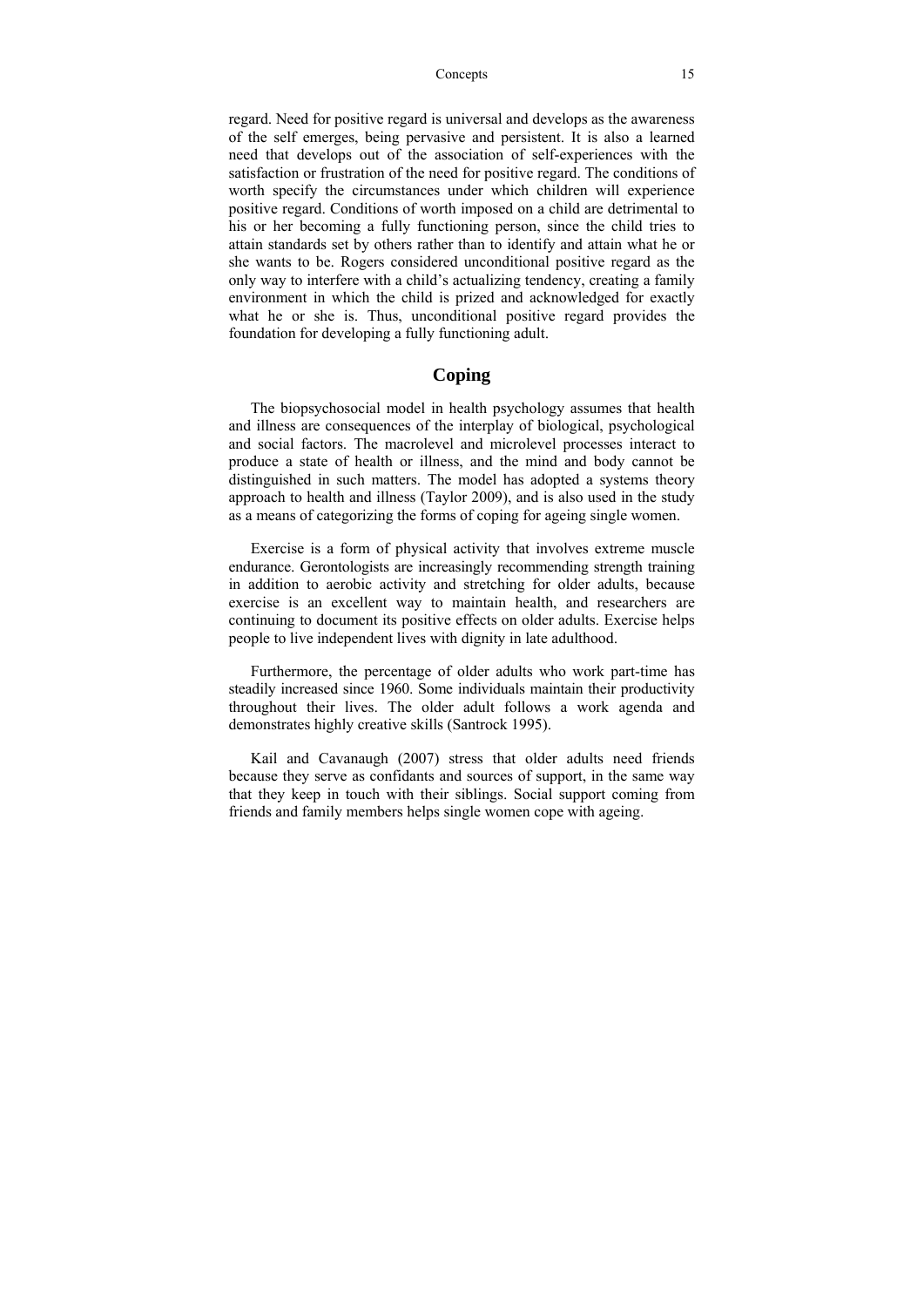regard. Need for positive regard is universal and develops as the awareness of the self emerges, being pervasive and persistent. It is also a learned need that develops out of the association of self-experiences with the satisfaction or frustration of the need for positive regard. The conditions of worth specify the circumstances under which children will experience positive regard. Conditions of worth imposed on a child are detrimental to his or her becoming a fully functioning person, since the child tries to attain standards set by others rather than to identify and attain what he or she wants to be. Rogers considered unconditional positive regard as the only way to interfere with a child's actualizing tendency, creating a family environment in which the child is prized and acknowledged for exactly what he or she is. Thus, unconditional positive regard provides the foundation for developing a fully functioning adult.

## Coping

The biopsychosocial model in health psychology assumes that health and illness are consequences of the interplay of biological, psychological and social factors. The macrolevel and microlevel processes interact to produce a state of health or illness, and the mind and body cannot be distinguished in such matters. The model has adopted a systems theory approach to health and illness (Taylor 2009), and is also used in the study as a means of categorizing the forms of coping for ageing single women.

Exercise is a form of physical activity that involves extreme muscle endurance. Gerontologists are increasingly recommending strength training in addition to aerobic activity and stretching for older adults, because exercise is an excellent way to maintain health, and researchers are continuing to document its positive effects on older adults. Exercise helps people to live independent lives with dignity in late adulthood.

Furthermore, the percentage of older adults who work part-time has steadily increased since 1960. Some individuals maintain their productivity throughout their lives. The older adult follows a work agenda and demonstrates highly creative skills (Santrock 1995).

Kail and Cavanaugh (2007) stress that older adults need friends because they serve as confidants and sources of support, in the same way that they keep in touch with their siblings. Social support coming from friends and family members helps single women cope with ageing.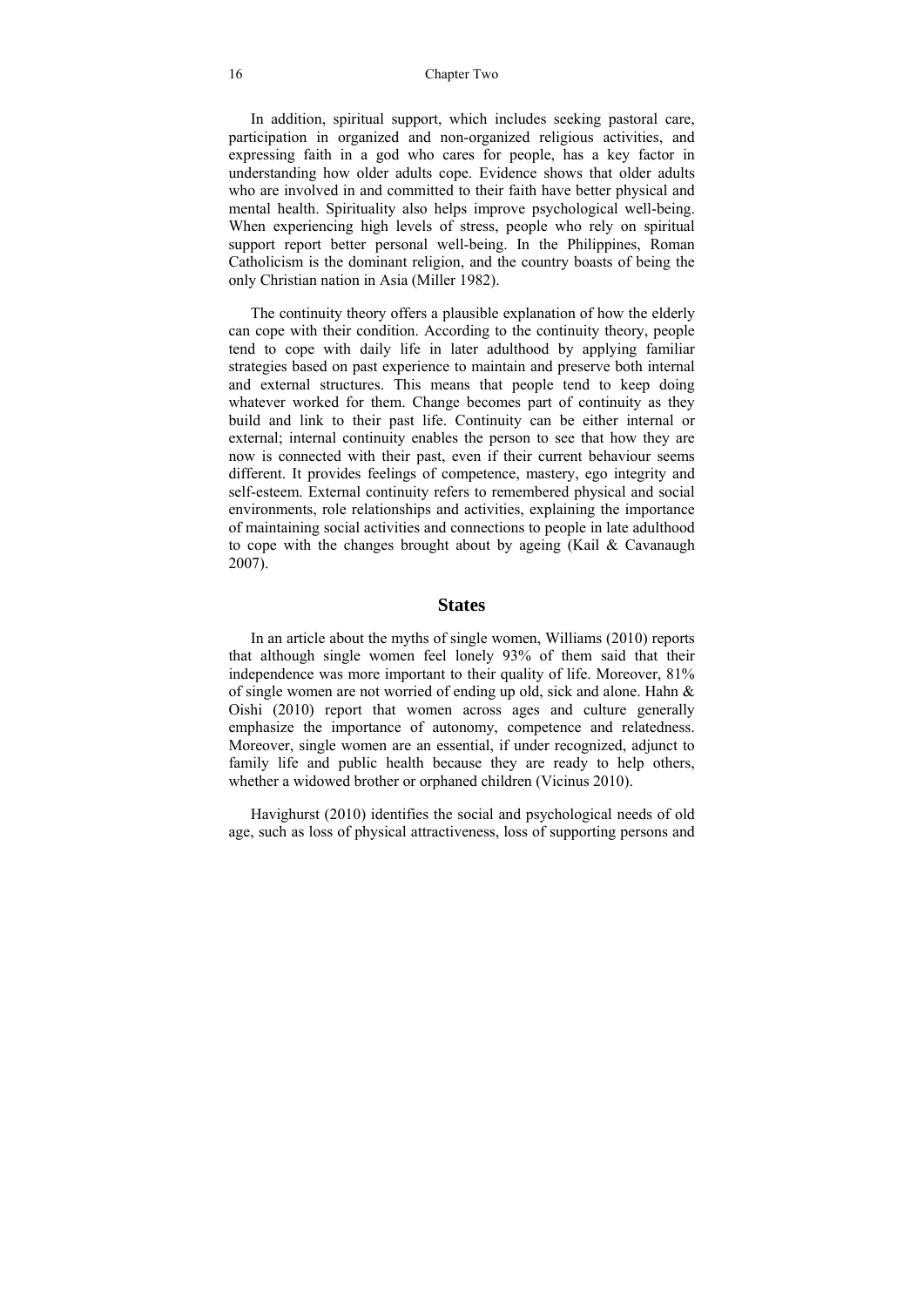In addition, spiritual support, which includes seeking pastoral care, participation in organized and non-organized religious activities, and expressing faith in a god who cares for people, has a key factor in understanding how older adults cope. Evidence shows that older adults who are involved in and committed to their faith have better physical and mental health. Spirituality also helps improve psychological well-being. When experiencing high levels of stress, people who rely on spiritual support report better personal well-being. In the Philippines, Roman Catholicism is the dominant religion, and the country boasts of being the only Christian nation in Asia (Miller 1982).

The continuity theory offers a plausible explanation of how the elderly can cope with their condition. According to the continuity theory, people tend to cope with daily life in later adulthood by applying familiar strategies based on past experience to maintain and preserve both internal and external structures. This means that people tend to keep doing whatever worked for them. Change becomes part of continuity as they build and link to their past life. Continuity can be either internal or external; internal continuity enables the person to see that how they are now is connected with their past, even if their current behaviour seems different. It provides feelings of competence, mastery, ego integrity and self-esteem. External continuity refers to remembered physical and social environments, role relationships and activities, explaining the importance of maintaining social activities and connections to people in late adulthood to cope with the changes brought about by ageing (Kail & Cavanaugh 2007).

## States

In an article about the myths of single women, Williams (2010) reports that although single women feel lonely 93% of them said that their independence was more important to their quality of life. Moreover, 81% of single women are not worried of ending up old, sick and alone. Hahn & Oishi (2010) report that women across ages and culture generally emphasize the importance of autonomy, competence and relatedness. Moreover, single women are an essential, if under recognized, adjunct to family life and public health because they are ready to help others, whether a widowed brother or orphaned children (Vicinus 2010).

Havighurst (2010) identifies the social and psychological needs of old age, such as loss of physical attractiveness, loss of supporting persons and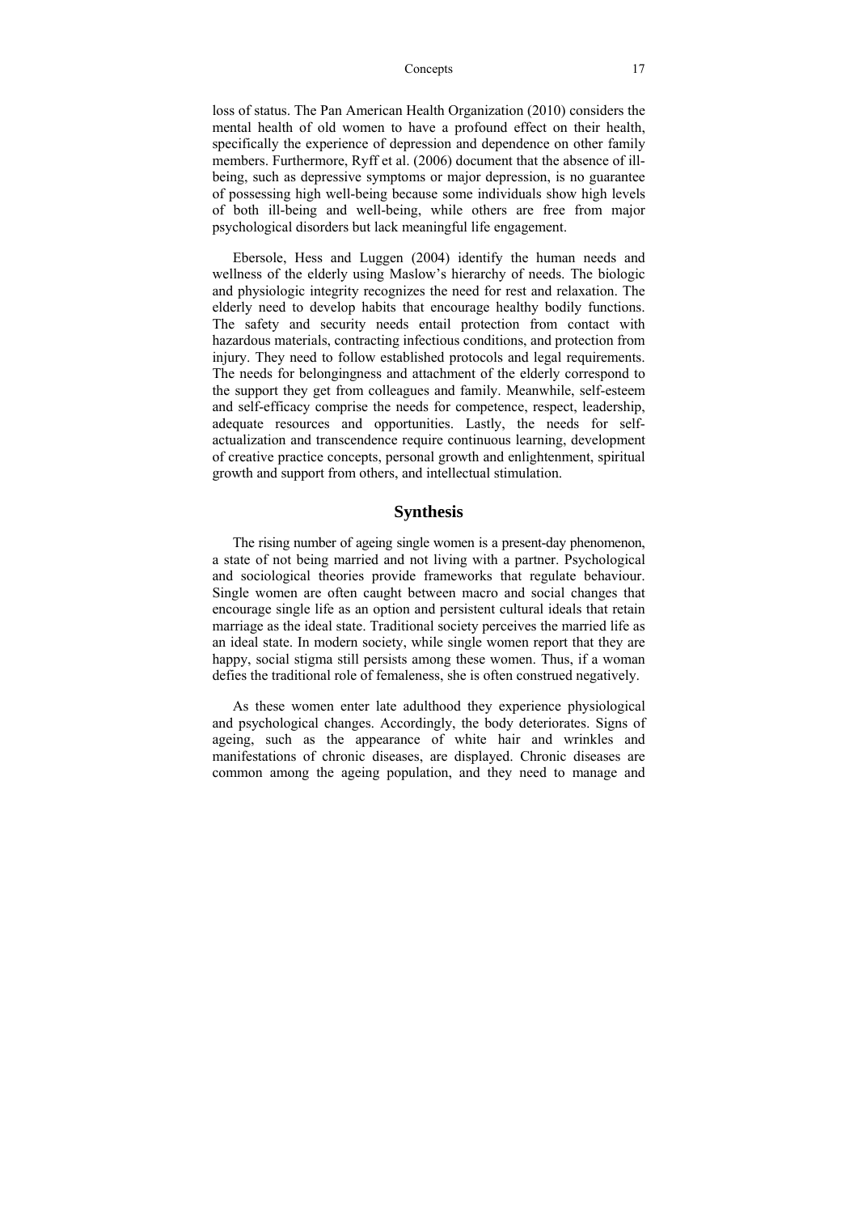loss of status. The Pan American Health Organization (2010) considers the mental health of old women to have a profound effect on their health, specifically the experience of depression and dependence on other family members. Furthermore, Ryff et al. (2006) document that the absence of ill-being, such as depressive symptoms or major depression, is no guarantee of possessing high well-being because some individuals show high levels of both ill-being and well-being, while others are free from major psychological disorders but lack meaningful life engagement.

Ebersole, Hess and Luggen (2004) identify the human needs and wellness of the elderly using Maslow's hierarchy of needs. The biologic and physiologic integrity recognizes the need for rest and relaxation. The elderly need to develop habits that encourage healthy bodily functions. The safety and security needs entail protection from contact with hazardous materials, contracting infectious conditions, and protection from injury. They need to follow established protocols and legal requirements. The needs for belongingness and attachment of the elderly correspond to the support they get from colleagues and family. Meanwhile, self-esteem and self-efficacy comprise the needs for competence, respect, leadership, adequate resources and opportunities. Lastly, the needs for self-actualization and transcendence require continuous learning, development of creative practice concepts, personal growth and enlightenment, spiritual growth and support from others, and intellectual stimulation.

## Synthesis

The rising number of ageing single women is a present-day phenomenon, a state of not being married and not living with a partner. Psychological and sociological theories provide frameworks that regulate behaviour. Single women are often caught between macro and social changes that encourage single life as an option and persistent cultural ideals that retain marriage as the ideal state. Traditional society perceives the married life as an ideal state. In modern society, while single women report that they are happy, social stigma still persists among these women. Thus, if a woman defies the traditional role of femaleness, she is often construed negatively.

As these women enter late adulthood they experience physiological and psychological changes. Accordingly, the body deteriorates. Signs of ageing, such as the appearance of white hair and wrinkles and manifestations of chronic diseases, are displayed. Chronic diseases are common among the ageing population, and they need to manage and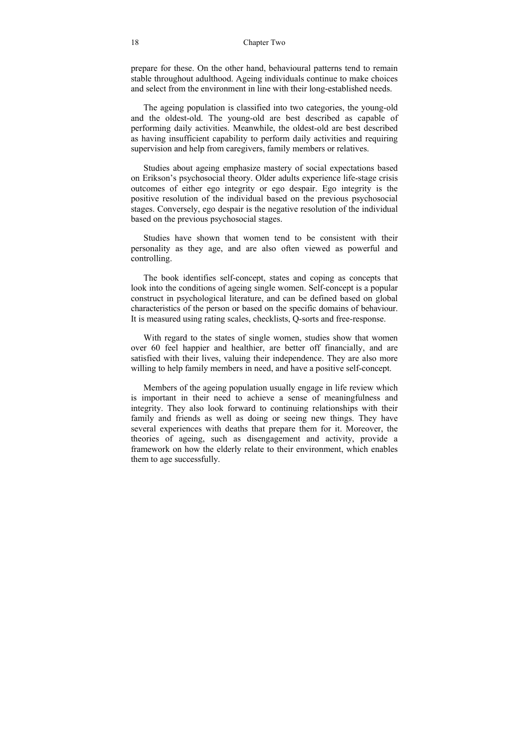prepare for these. On the other hand, behavioural patterns tend to remain stable throughout adulthood. Ageing individuals continue to make choices and select from the environment in line with their long-established needs.

The ageing population is classified into two categories, the young-old and the oldest-old. The young-old are best described as capable of performing daily activities. Meanwhile, the oldest-old are best described as having insufficient capability to perform daily activities and requiring supervision and help from caregivers, family members or relatives.

Studies about ageing emphasize mastery of social expectations based on Erikson's psychosocial theory. Older adults experience life-stage crisis outcomes of either ego integrity or ego despair. Ego integrity is the positive resolution of the individual based on the previous psychosocial stages. Conversely, ego despair is the negative resolution of the individual based on the previous psychosocial stages.

Studies have shown that women tend to be consistent with their personality as they age, and are also often viewed as powerful and controlling.

The book identifies self-concept, states and coping as concepts that look into the conditions of ageing single women. Self-concept is a popular construct in psychological literature, and can be defined based on global characteristics of the person or based on the specific domains of behaviour. It is measured using rating scales, checklists, Q-sorts and free-response.

With regard to the states of single women, studies show that women over 60 feel happier and healthier, are better off financially, and are satisfied with their lives, valuing their independence. They are also more willing to help family members in need, and have a positive self-concept.

Members of the ageing population usually engage in life review which is important in their need to achieve a sense of meaningfulness and integrity. They also look forward to continuing relationships with their family and friends as well as doing or seeing new things. They have several experiences with deaths that prepare them for it. Moreover, the theories of ageing, such as disengagement and activity, provide a framework on how the elderly relate to their environment, which enables them to age successfully.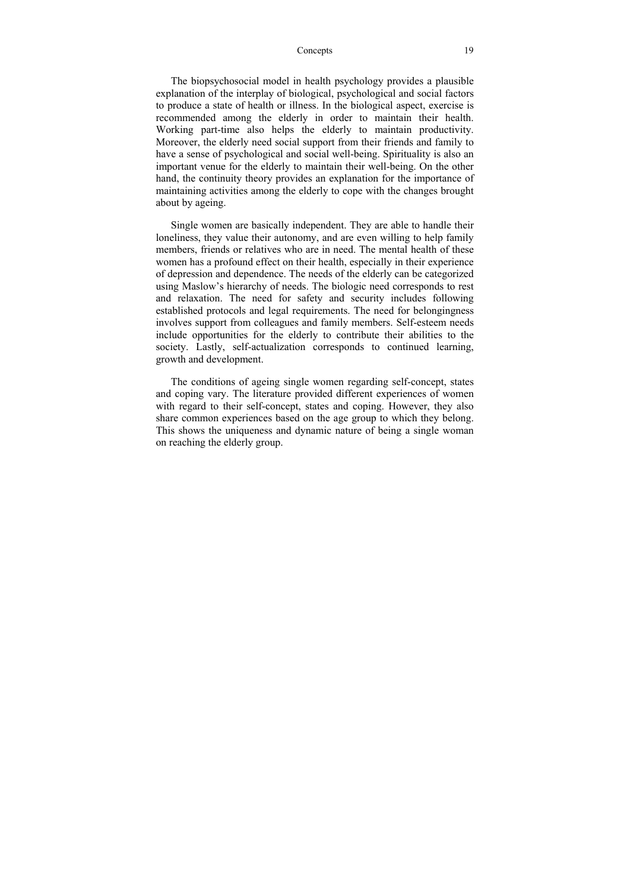The biopsychosocial model in health psychology provides a plausible explanation of the interplay of biological, psychological and social factors to produce a state of health or illness. In the biological aspect, exercise is recommended among the elderly in order to maintain their health. Working part-time also helps the elderly to maintain productivity. Moreover, the elderly need social support from their friends and family to have a sense of psychological and social well-being. Spirituality is also an important venue for the elderly to maintain their well-being. On the other hand, the continuity theory provides an explanation for the importance of maintaining activities among the elderly to cope with the changes brought about by ageing.

Single women are basically independent. They are able to handle their loneliness, they value their autonomy, and are even willing to help family members, friends or relatives who are in need. The mental health of these women has a profound effect on their health, especially in their experience of depression and dependence. The needs of the elderly can be categorized using Maslow's hierarchy of needs. The biologic need corresponds to rest and relaxation. The need for safety and security includes following established protocols and legal requirements. The need for belongingness involves support from colleagues and family members. Self-esteem needs include opportunities for the elderly to contribute their abilities to the society. Lastly, self-actualization corresponds to continued learning, growth and development.

The conditions of ageing single women regarding self-concept, states and coping vary. The literature provided different experiences of women with regard to their self-concept, states and coping. However, they also share common experiences based on the age group to which they belong. This shows the uniqueness and dynamic nature of being a single woman on reaching the elderly group.